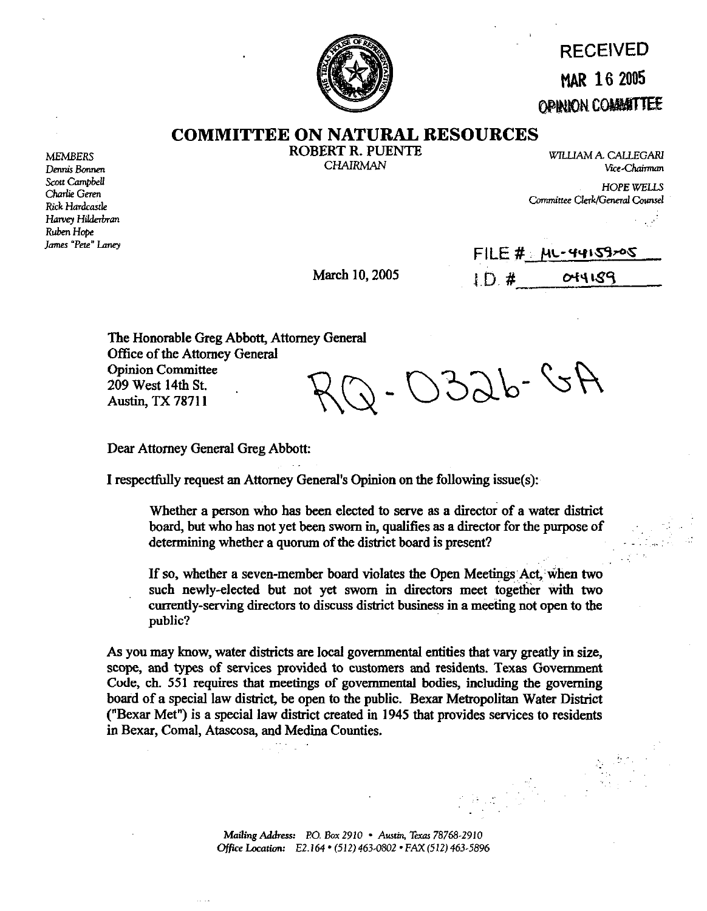RECEIVED
MAR 16 2005
OPINION COMMITTEE

# COMMITTEE ON NATURAL RESOURCES

**ROBERT R. PUENTE**
*CHAIRMAN*

*MEMBERS*
*Dennis Bonnen*
*Scott Campbell*
*Charlie Geren*
*Rick Hardcastle*
*Harvey Hilderbran*
*Ruben Hope*
*James "Pete" Laney*

*WILLIAM A. CALLEGARI*
*Vice-Chairman*

*HOPE WELLS*
*Committee Clerk/General Counsel*

FILE # ML-44159-05
I.D. # 044159

March 10, 2005

The Honorable Greg Abbott, Attorney General
Office of the Attorney General
Opinion Committee
209 West 14th St.
Austin, TX 78711

RQ-0326-GA

Dear Attorney General Greg Abbott:

I respectfully request an Attorney General's Opinion on the following issue(s):

> Whether a person who has been elected to serve as a director of a water district board, but who has not yet been sworn in, qualifies as a director for the purpose of determining whether a quorum of the district board is present?
>
> If so, whether a seven-member board violates the Open Meetings Act, when two such newly-elected but not yet sworn in directors meet together with two currently-serving directors to discuss district business in a meeting not open to the public?

As you may know, water districts are local governmental entities that vary greatly in size, scope, and types of services provided to customers and residents. Texas Government Code, ch. 551 requires that meetings of governmental bodies, including the governing board of a special law district, be open to the public. Bexar Metropolitan Water District ("Bexar Met") is a special law district created in 1945 that provides services to residents in Bexar, Comal, Atascosa, and Medina Counties.

*Mailing Address:* P.O. Box 2910 • Austin, Texas 78768-2910
*Office Location:* E2.164 • (512) 463-0802 • FAX (512) 463-5896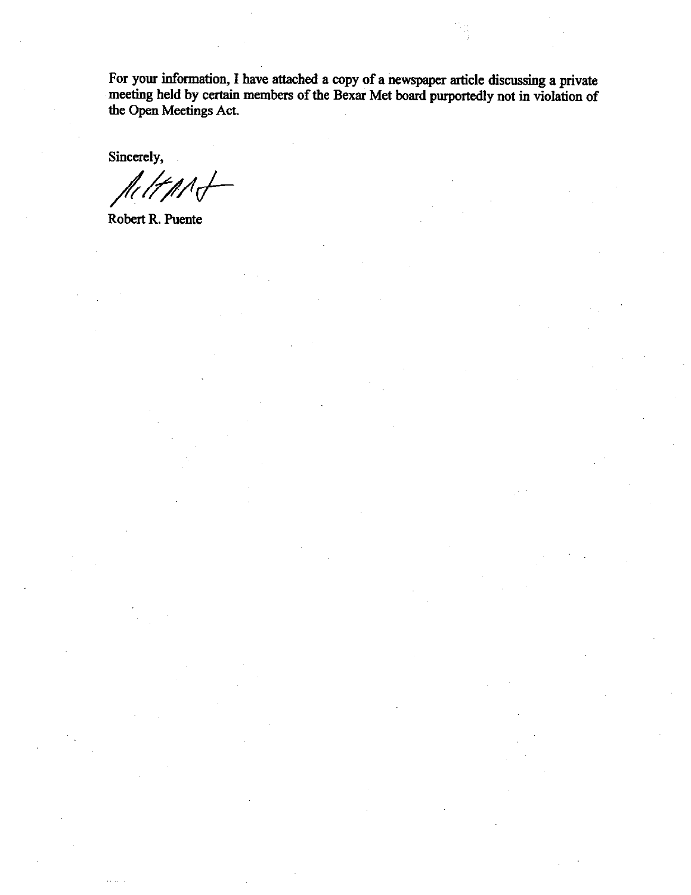For your information, I have attached a copy of a newspaper article discussing a private meeting held by certain members of the Bexar Met board purportedly not in violation of the Open Meetings Act.

Sincerely,

Robert R. Puente